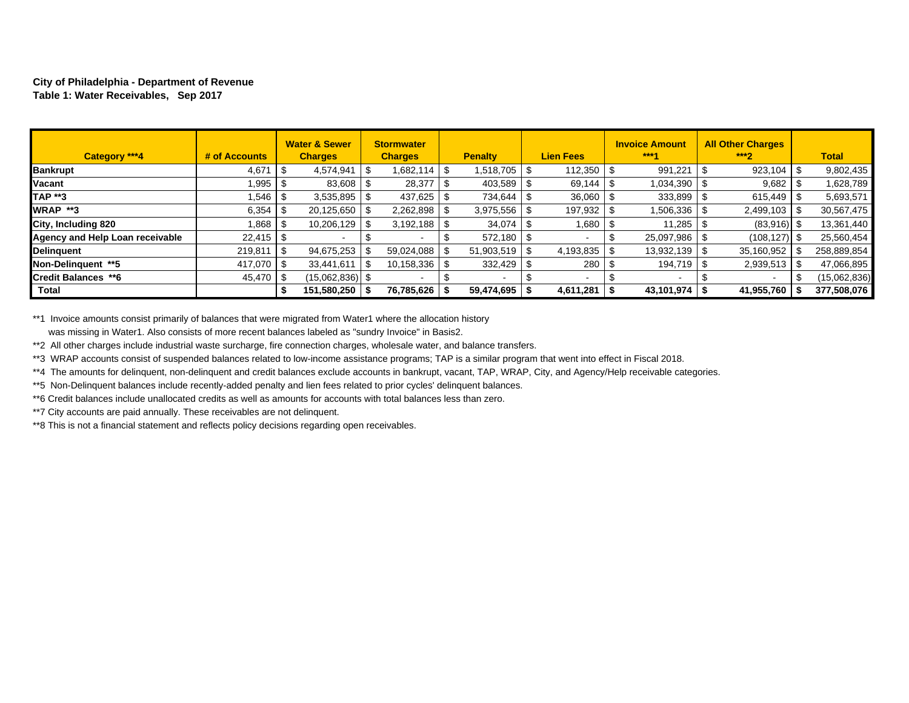**City of Philadelphia - Department of Revenue**
**Table 1: Water Receivables, Sep 2017**

| Category ***4 | # of Accounts | Water & Sewer Charges | Stormwater Charges | Penalty | Lien Fees | Invoice Amount ***1 | All Other Charges ***2 | Total |
|---|---|---|---|---|---|---|---|---|
| **Bankrupt** | 4,671 | $ 4,574,941 | $ 1,682,114 | $ 1,518,705 | $ 112,350 | $ 991,221 | $ 923,104 | $ 9,802,435 |
| **Vacant** | 1,995 | $ 83,608 | $ 28,377 | $ 403,589 | $ 69,144 | $ 1,034,390 | $ 9,682 | $ 1,628,789 |
| **TAP **3** | 1,546 | $ 3,535,895 | $ 437,625 | $ 734,644 | $ 36,060 | $ 333,899 | $ 615,449 | $ 5,693,571 |
| **WRAP **3** | 6,354 | $ 20,125,650 | $ 2,262,898 | $ 3,975,556 | $ 197,932 | $ 1,506,336 | $ 2,499,103 | $ 30,567,475 |
| **City, Including 820** | 1,868 | $ 10,206,129 | $ 3,192,188 | $ 34,074 | $ 1,680 | $ 11,285 | $ (83,916) | $ 13,361,440 |
| **Agency and Help Loan receivable** | 22,415 | $ - | $ - | $ 572,180 | $ - | $ 25,097,986 | $ (108,127) | $ 25,560,454 |
| **Delinquent** | 219,811 | $ 94,675,253 | $ 59,024,088 | $ 51,903,519 | $ 4,193,835 | $ 13,932,139 | $ 35,160,952 | $ 258,889,854 |
| **Non-Delinquent **5** | 417,070 | $ 33,441,611 | $ 10,158,336 | $ 332,429 | $ 280 | $ 194,719 | $ 2,939,513 | $ 47,066,895 |
| **Credit Balances **6** | 45,470 | $ (15,062,836) | $ - | $ - | $ - | $ - | $ - | $ (15,062,836) |
| **Total** | | **$ 151,580,250** | **$ 76,785,626** | **$ 59,474,695** | **$ 4,611,281** | **$ 43,101,974** | **$ 41,955,760** | **$ 377,508,076** |

**1 Invoice amounts consist primarily of balances that were migrated from Water1 where the allocation history was missing in Water1. Also consists of more recent balances labeled as "sundry Invoice" in Basis2.

**2 All other charges include industrial waste surcharge, fire connection charges, wholesale water, and balance transfers.

**3 WRAP accounts consist of suspended balances related to low-income assistance programs; TAP is a similar program that went into effect in Fiscal 2018.

**4 The amounts for delinquent, non-delinquent and credit balances exclude accounts in bankrupt, vacant, TAP, WRAP, City, and Agency/Help receivable categories.

**5 Non-Delinquent balances include recently-added penalty and lien fees related to prior cycles' delinquent balances.

**6 Credit balances include unallocated credits as well as amounts for accounts with total balances less than zero.

**7 City accounts are paid annually. These receivables are not delinquent.

**8 This is not a financial statement and reflects policy decisions regarding open receivables.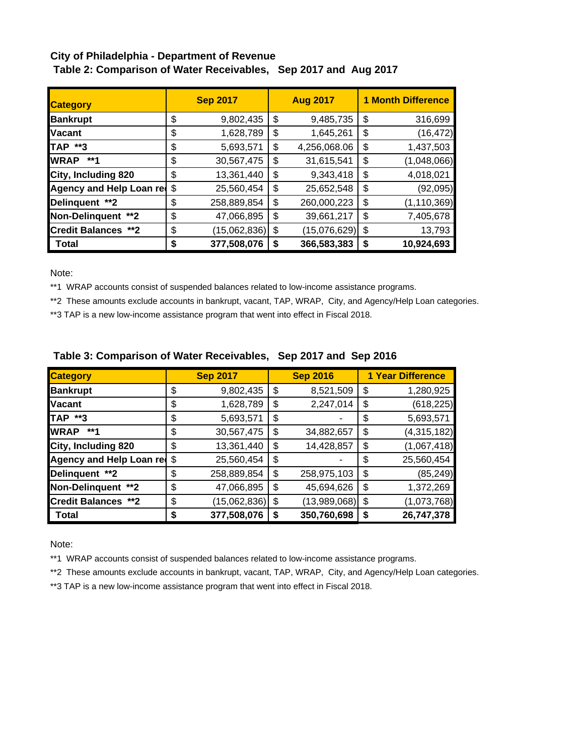**City of Philadelphia - Department of Revenue**

**Table 2: Comparison of Water Receivables, Sep 2017 and Aug 2017**

| Category | Sep 2017 | Aug 2017 | 1 Month Difference |
|---|---|---|---|
| **Bankrupt** | $ 9,802,435 | $ 9,485,735 | $ 316,699 |
| **Vacant** | $ 1,628,789 | $ 1,645,261 | $ (16,472) |
| **TAP \*\*3** | $ 5,693,571 | $ 4,256,068.06 | $ 1,437,503 |
| **WRAP \*\*1** | $ 30,567,475 | $ 31,615,541 | $ (1,048,066) |
| **City, Including 820** | $ 13,361,440 | $ 9,343,418 | $ 4,018,021 |
| **Agency and Help Loan re** | $ 25,560,454 | $ 25,652,548 | $ (92,095) |
| **Delinquent \*\*2** | $ 258,889,854 | $ 260,000,223 | $ (1,110,369) |
| **Non-Delinquent \*\*2** | $ 47,066,895 | $ 39,661,217 | $ 7,405,678 |
| **Credit Balances \*\*2** | $ (15,062,836) | $ (15,076,629) | $ 13,793 |
| **Total** | **$ 377,508,076** | **$ 366,583,383** | **$ 10,924,693** |

Note:

**1 WRAP accounts consist of suspended balances related to low-income assistance programs.

**2 These amounts exclude accounts in bankrupt, vacant, TAP, WRAP, City, and Agency/Help Loan categories.

**3 TAP is a new low-income assistance program that went into effect in Fiscal 2018.

**Table 3: Comparison of Water Receivables, Sep 2017 and Sep 2016**

| Category | Sep 2017 | Sep 2016 | 1 Year Difference |
|---|---|---|---|
| **Bankrupt** | $ 9,802,435 | $ 8,521,509 | $ 1,280,925 |
| **Vacant** | $ 1,628,789 | $ 2,247,014 | $ (618,225) |
| **TAP \*\*3** | $ 5,693,571 | $ - | $ 5,693,571 |
| **WRAP \*\*1** | $ 30,567,475 | $ 34,882,657 | $ (4,315,182) |
| **City, Including 820** | $ 13,361,440 | $ 14,428,857 | $ (1,067,418) |
| **Agency and Help Loan re** | $ 25,560,454 | $ - | $ 25,560,454 |
| **Delinquent \*\*2** | $ 258,889,854 | $ 258,975,103 | $ (85,249) |
| **Non-Delinquent \*\*2** | $ 47,066,895 | $ 45,694,626 | $ 1,372,269 |
| **Credit Balances \*\*2** | $ (15,062,836) | $ (13,989,068) | $ (1,073,768) |
| **Total** | **$ 377,508,076** | **$ 350,760,698** | **$ 26,747,378** |

Note:

**1 WRAP accounts consist of suspended balances related to low-income assistance programs.

**2 These amounts exclude accounts in bankrupt, vacant, TAP, WRAP, City, and Agency/Help Loan categories.

**3 TAP is a new low-income assistance program that went into effect in Fiscal 2018.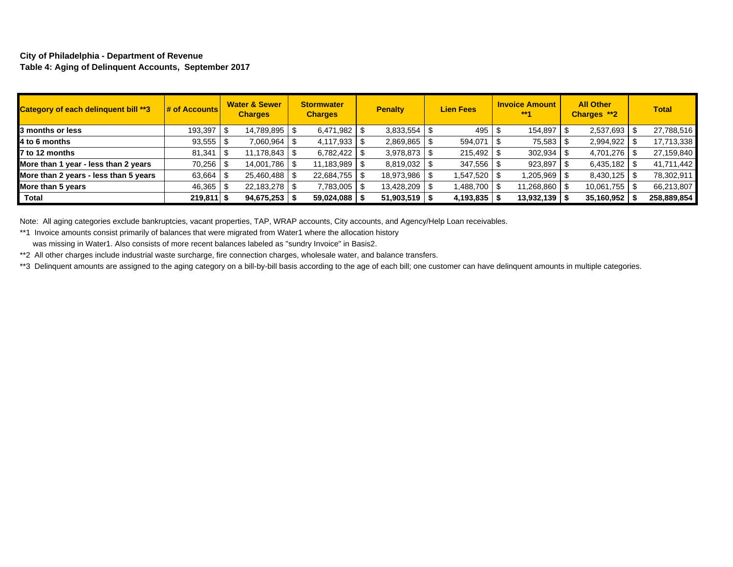**City of Philadelphia - Department of Revenue**
**Table 4: Aging of Delinquent Accounts, September 2017**

| Category of each delinquent bill **3 | # of Accounts | Water & Sewer Charges | Stormwater Charges | Penalty | Lien Fees | Invoice Amount **1 | All Other Charges **2 | Total |
|---|---|---|---|---|---|---|---|---|
| **3 months or less** | 193,397 | $ 14,789,895 | $ 6,471,982 | $ 3,833,554 | $ 495 | $ 154,897 | $ 2,537,693 | $ 27,788,516 |
| **4 to 6 months** | 93,555 | $ 7,060,964 | $ 4,117,933 | $ 2,869,865 | $ 594,071 | $ 75,583 | $ 2,994,922 | $ 17,713,338 |
| **7 to 12 months** | 81,341 | $ 11,178,843 | $ 6,782,422 | $ 3,978,873 | $ 215,492 | $ 302,934 | $ 4,701,276 | $ 27,159,840 |
| **More than 1 year - less than 2 years** | 70,256 | $ 14,001,786 | $ 11,183,989 | $ 8,819,032 | $ 347,556 | $ 923,897 | $ 6,435,182 | $ 41,711,442 |
| **More than 2 years - less than 5 years** | 63,664 | $ 25,460,488 | $ 22,684,755 | $ 18,973,986 | $ 1,547,520 | $ 1,205,969 | $ 8,430,125 | $ 78,302,911 |
| **More than 5 years** | 46,365 | $ 22,183,278 | $ 7,783,005 | $ 13,428,209 | $ 1,488,700 | $ 11,268,860 | $ 10,061,755 | $ 66,213,807 |
| **Total** | **219,811** | **$ 94,675,253** | **$ 59,024,088** | **$ 51,903,519** | **$ 4,193,835** | **$ 13,932,139** | **$ 35,160,952** | **$ 258,889,854** |

Note: All aging categories exclude bankruptcies, vacant properties, TAP, WRAP accounts, City accounts, and Agency/Help Loan receivables.

**1 Invoice amounts consist primarily of balances that were migrated from Water1 where the allocation history was missing in Water1. Also consists of more recent balances labeled as "sundry Invoice" in Basis2.

**2 All other charges include industrial waste surcharge, fire connection charges, wholesale water, and balance transfers.

**3 Delinquent amounts are assigned to the aging category on a bill-by-bill basis according to the age of each bill; one customer can have delinquent amounts in multiple categories.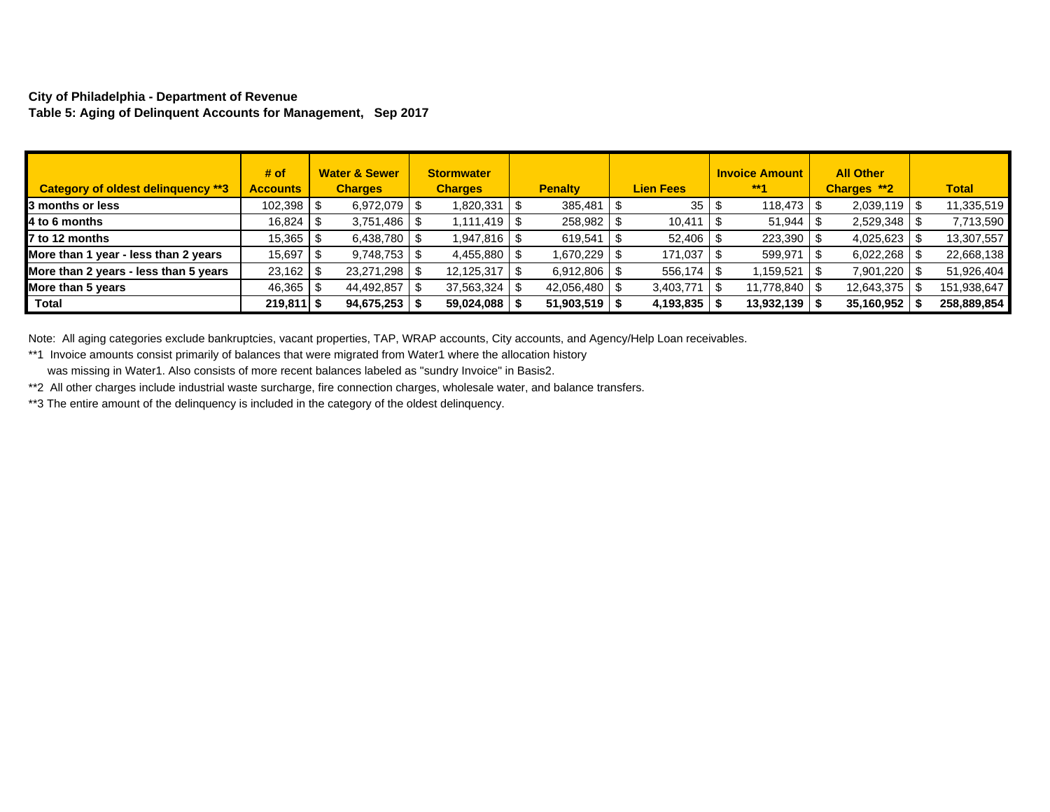**City of Philadelphia - Department of Revenue**
**Table 5: Aging of Delinquent Accounts for Management, Sep 2017**

| Category of oldest delinquency **3 | # of Accounts | Water & Sewer Charges | Stormwater Charges | Penalty | Lien Fees | Invoice Amount **1 | All Other Charges **2 | Total |
|---|---|---|---|---|---|---|---|---|
| **3 months or less** | 102,398 | $ 6,972,079 | $ 1,820,331 | $ 385,481 | $ 35 | $ 118,473 | $ 2,039,119 | $ 11,335,519 |
| **4 to 6 months** | 16,824 | $ 3,751,486 | $ 1,111,419 | $ 258,982 | $ 10,411 | $ 51,944 | $ 2,529,348 | $ 7,713,590 |
| **7 to 12 months** | 15,365 | $ 6,438,780 | $ 1,947,816 | $ 619,541 | $ 52,406 | $ 223,390 | $ 4,025,623 | $ 13,307,557 |
| **More than 1 year - less than 2 years** | 15,697 | $ 9,748,753 | $ 4,455,880 | $ 1,670,229 | $ 171,037 | $ 599,971 | $ 6,022,268 | $ 22,668,138 |
| **More than 2 years - less than 5 years** | 23,162 | $ 23,271,298 | $ 12,125,317 | $ 6,912,806 | $ 556,174 | $ 1,159,521 | $ 7,901,220 | $ 51,926,404 |
| **More than 5 years** | 46,365 | $ 44,492,857 | $ 37,563,324 | $ 42,056,480 | $ 3,403,771 | $ 11,778,840 | $ 12,643,375 | $ 151,938,647 |
| **Total** | **219,811** | **$ 94,675,253** | **$ 59,024,088** | **$ 51,903,519** | **$ 4,193,835** | **$ 13,932,139** | **$ 35,160,952** | **$ 258,889,854** |

Note: All aging categories exclude bankruptcies, vacant properties, TAP, WRAP accounts, City accounts, and Agency/Help Loan receivables.

**1 Invoice amounts consist primarily of balances that were migrated from Water1 where the allocation history was missing in Water1. Also consists of more recent balances labeled as "sundry Invoice" in Basis2.

**2 All other charges include industrial waste surcharge, fire connection charges, wholesale water, and balance transfers.

**3 The entire amount of the delinquency is included in the category of the oldest delinquency.